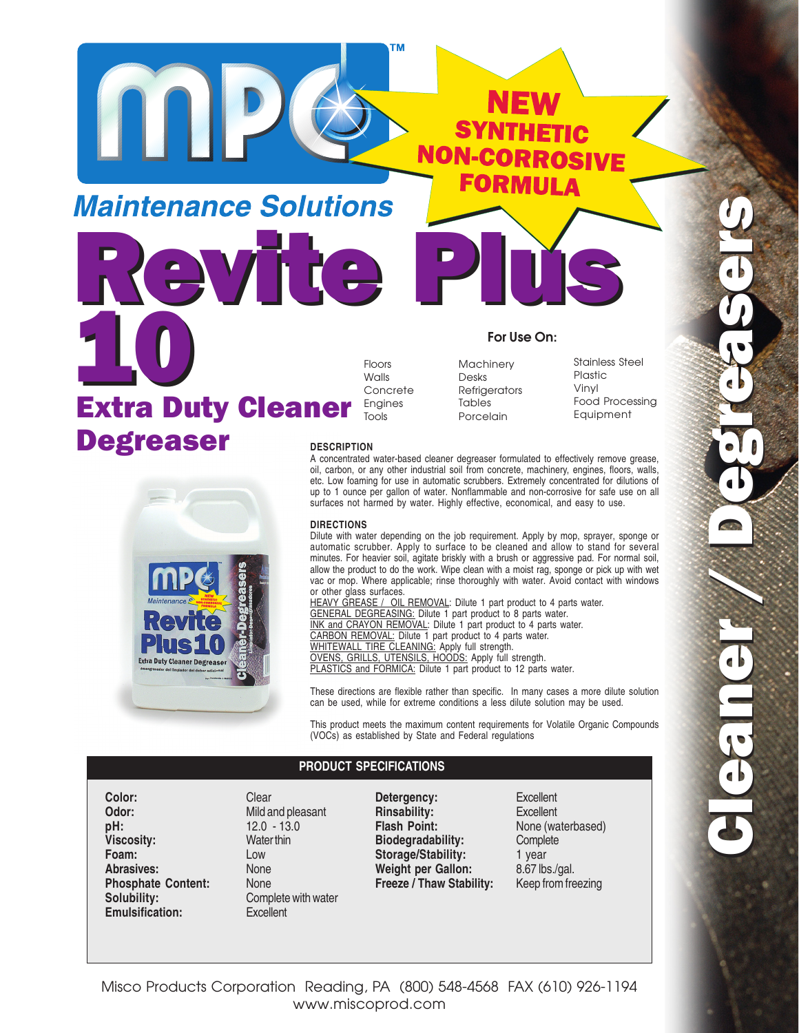MPC™

NEW SYNTHETIC NON-CORROSIVE FORMULA

*Maintenance Solutions*

# Revite Plus 10

## Extra Duty Cleaner Degreaser

**Cleaner / Degreasers**

### For Use On:

| | | |
|---|---|---|
| Floors | Machinery | Stainless Steel |
| Walls | Desks | Plastic |
| Concrete | Refrigerators | Vinyl |
| Engines | Tables | Food Processing |
| Tools | Porcelain | Equipment |

### DESCRIPTION

A concentrated water-based cleaner degreaser formulated to effectively remove grease, oil, carbon, or any other industrial soil from concrete, machinery, engines, floors, walls, etc. Low foaming for use in automatic scrubbers. Extremely concentrated for dilutions of up to 1 ounce per gallon of water. Nonflammable and non-corrosive for safe use on all surfaces not harmed by water. Highly effective, economical, and easy to use.

### DIRECTIONS

Dilute with water depending on the job requirement. Apply by mop, sprayer, sponge or automatic scrubber. Apply to surface to be cleaned and allow to stand for several minutes. For heavier soil, agitate briskly with a brush or aggressive pad. For normal soil, allow the product to do the work. Wipe clean with a moist rag, sponge or pick up with wet vac or mop. Where applicable; rinse thoroughly with water. Avoid contact with windows or other glass surfaces.

HEAVY GREASE / OIL REMOVAL: Dilute 1 part product to 4 parts water.
GENERAL DEGREASING: Dilute 1 part product to 8 parts water.
INK and CRAYON REMOVAL: Dilute 1 part product to 4 parts water.
CARBON REMOVAL: Dilute 1 part product to 4 parts water.
WHITEWALL TIRE CLEANING: Apply full strength.
OVENS, GRILLS, UTENSILS, HOODS: Apply full strength.
PLASTICS and FORMICA: Dilute 1 part product to 12 parts water.

These directions are flexible rather than specific. In many cases a more dilute solution can be used, while for extreme conditions a less dilute solution may be used.

This product meets the maximum content requirements for Volatile Organic Compounds (VOCs) as established by State and Federal regulations

### PRODUCT SPECIFICATIONS

| | | | |
|---|---|---|---|
| **Color:** | Clear | **Detergency:** | Excellent |
| **Odor:** | Mild and pleasant | **Rinsability:** | Excellent |
| **pH:** | 12.0 - 13.0 | **Flash Point:** | None (waterbased) |
| **Viscosity:** | Water thin | **Biodegradability:** | Complete |
| **Foam:** | Low | **Storage/Stability:** | 1 year |
| **Abrasives:** | None | **Weight per Gallon:** | 8.67 lbs./gal. |
| **Phosphate Content:** | None | **Freeze / Thaw Stability:** | Keep from freezing |
| **Solubility:** | Complete with water | | |
| **Emulsification:** | Excellent | | |

Misco Products Corporation Reading, PA (800) 548-4568 FAX (610) 926-1194
www.miscoprod.com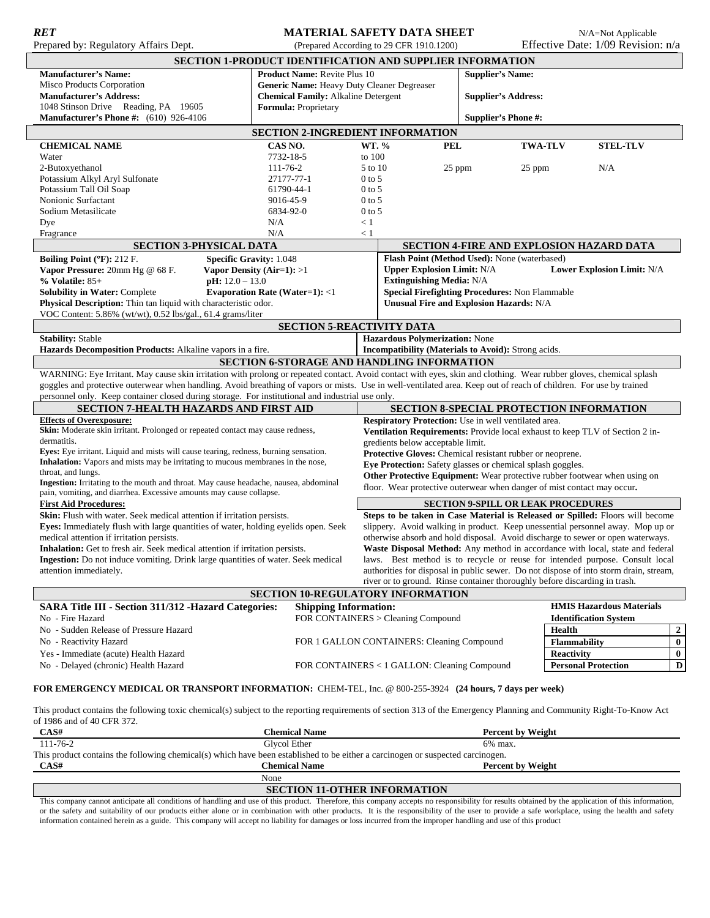**RET** **MATERIAL SAFETY DATA SHEET** N/A=Not Applicable

Prepared by: Regulatory Affairs Dept. (Prepared According to 29 CFR 1910.1200) Effective Date: 1/09 Revision: n/a

## SECTION 1-PRODUCT IDENTIFICATION AND SUPPLIER INFORMATION

| | | |
|---|---|---|
| **Manufacturer's Name:** Misco Products Corporation | **Product Name:** Revite Plus 10 | **Supplier's Name:** |
| **Manufacturer's Address:** 1048 Stinson Drive Reading, PA 19605 | **Generic Name:** Heavy Duty Cleaner Degreaser | **Supplier's Address:** |
| **Manufacturer's Phone #:** (610) 926-4106 | **Chemical Family:** Alkaline Detergent | **Supplier's Phone #:** |
| | **Formula:** Proprietary | |

## SECTION 2-INGREDIENT INFORMATION

| CHEMICAL NAME | CAS NO. | WT. % | PEL | TWA-TLV | STEL-TLV |
|---|---|---|---|---|---|
| Water | 7732-18-5 | to 100 | | | |
| 2-Butoxyethanol | 111-76-2 | 5 to 10 | 25 ppm | 25 ppm | N/A |
| Potassium Alkyl Aryl Sulfonate | 27177-77-1 | 0 to 5 | | | |
| Potassium Tall Oil Soap | 61790-44-1 | 0 to 5 | | | |
| Nonionic Surfactant | 9016-45-9 | 0 to 5 | | | |
| Sodium Metasilicate | 6834-92-0 | 0 to 5 | | | |
| Dye | N/A | < 1 | | | |
| Fragrance | N/A | < 1 | | | |

## SECTION 3-PHYSICAL DATA

**Boiling Point (°F):** 212 F. **Specific Gravity:** 1.048
**Vapor Pressure:** 20mm Hg @ 68 F. **Vapor Density (Air=1):** >1
**% Volatile:** 85+ **pH:** 12.0 – 13.0
**Solubility in Water:** Complete **Evaporation Rate (Water=1):** <1
**Physical Description:** Thin tan liquid with characteristic odor.
VOC Content: 5.86% (wt/wt), 0.52 lbs/gal., 61.4 grams/liter

## SECTION 4-FIRE AND EXPLOSION HAZARD DATA

**Flash Point (Method Used):** None (waterbased)
**Upper Explosion Limit:** N/A **Lower Explosion Limit:** N/A
**Extinguishing Media:** N/A
**Special Firefighting Procedures:** Non Flammable
**Unusual Fire and Explosion Hazards:** N/A

## SECTION 5-REACTIVITY DATA

**Stability:** Stable
**Hazards Decomposition Products:** Alkaline vapors in a fire.
**Hazardous Polymerization:** None
**Incompatibility (Materials to Avoid):** Strong acids.

## SECTION 6-STORAGE AND HANDLING INFORMATION

WARNING: Eye Irritant. May cause skin irritation with prolong or repeated contact. Avoid contact with eyes, skin and clothing. Wear rubber gloves, chemical splash goggles and protective outerwear when handling. Avoid breathing of vapors or mists. Use in well-ventilated area. Keep out of reach of children. For use by trained personnel only. Keep container closed during storage. For institutional and industrial use only.

## SECTION 7-HEALTH HAZARDS AND FIRST AID

**Effects of Overexposure:**

**Skin:** Moderate skin irritant. Prolonged or repeated contact may cause redness, dermatitis.
**Eyes:** Eye irritant. Liquid and mists will cause tearing, redness, burning sensation.
**Inhalation:** Vapors and mists may be irritating to mucous membranes in the nose, throat, and lungs.
**Ingestion:** Irritating to the mouth and throat. May cause headache, nausea, abdominal pain, vomiting, and diarrhea. Excessive amounts may cause collapse.

**First Aid Procedures:**

**Skin:** Flush with water. Seek medical attention if irritation persists.
**Eyes:** Immediately flush with large quantities of water, holding eyelids open. Seek medical attention if irritation persists.
**Inhalation:** Get to fresh air. Seek medical attention if irritation persists.
**Ingestion:** Do not induce vomiting. Drink large quantities of water. Seek medical attention immediately.

## SECTION 8-SPECIAL PROTECTION INFORMATION

**Respiratory Protection:** Use in well ventilated area.
**Ventilation Requirements:** Provide local exhaust to keep TLV of Section 2 ingredients below acceptable limit.
**Protective Gloves:** Chemical resistant rubber or neoprene.
**Eye Protection:** Safety glasses or chemical splash goggles.
**Other Protective Equipment:** Wear protective rubber footwear when using on floor. Wear protective outerwear when danger of mist contact may occur.

## SECTION 9-SPILL OR LEAK PROCEDURES

**Steps to be taken in Case Material is Released or Spilled:** Floors will become slippery. Avoid walking in product. Keep unessential personnel away. Mop up or otherwise absorb and hold disposal. Avoid discharge to sewer or open waterways.
**Waste Disposal Method:** Any method in accordance with local, state and federal laws. Best method is to recycle or reuse for intended purpose. Consult local authorities for disposal in public sewer. Do not dispose of into storm drain, stream, river or to ground. Rinse container thoroughly before discarding in trash.

## SECTION 10-REGULATORY INFORMATION

**SARA Title III - Section 311/312 -Hazard Categories:**
No - Fire Hazard
No - Sudden Release of Pressure Hazard
No - Reactivity Hazard
Yes - Immediate (acute) Health Hazard
No - Delayed (chronic) Health Hazard

**Shipping Information:**
FOR CONTAINERS > Cleaning Compound
FOR 1 GALLON CONTAINERS: Cleaning Compound
FOR CONTAINERS < 1 GALLON: Cleaning Compound

**HMIS Hazardous Materials Identification System**

| | |
|---|---|
| Health | 2 |
| Flammability | 0 |
| Reactivity | 0 |
| Personal Protection | D |

**FOR EMERGENCY MEDICAL OR TRANSPORT INFORMATION:** CHEM-TEL, Inc. @ 800-255-3924 **(24 hours, 7 days per week)**

This product contains the following toxic chemical(s) subject to the reporting requirements of section 313 of the Emergency Planning and Community Right-To-Know Act of 1986 and of 40 CFR 372.

| CAS# | Chemical Name | Percent by Weight |
|---|---|---|
| 111-76-2 | Glycol Ether | 6% max. |

This product contains the following chemical(s) which have been established to be either a carcinogen or suspected carcinogen.

| CAS# | Chemical Name | Percent by Weight |
|---|---|---|
| | None | |

## SECTION 11-OTHER INFORMATION

This company cannot anticipate all conditions of handling and use of this product. Therefore, this company accepts no responsibility for results obtained by the application of this information, or the safety and suitability of our products either alone or in combination with other products. It is the responsibility of the user to provide a safe workplace, using the health and safety information contained herein as a guide. This company will accept no liability for damages or loss incurred from the improper handling and use of this product